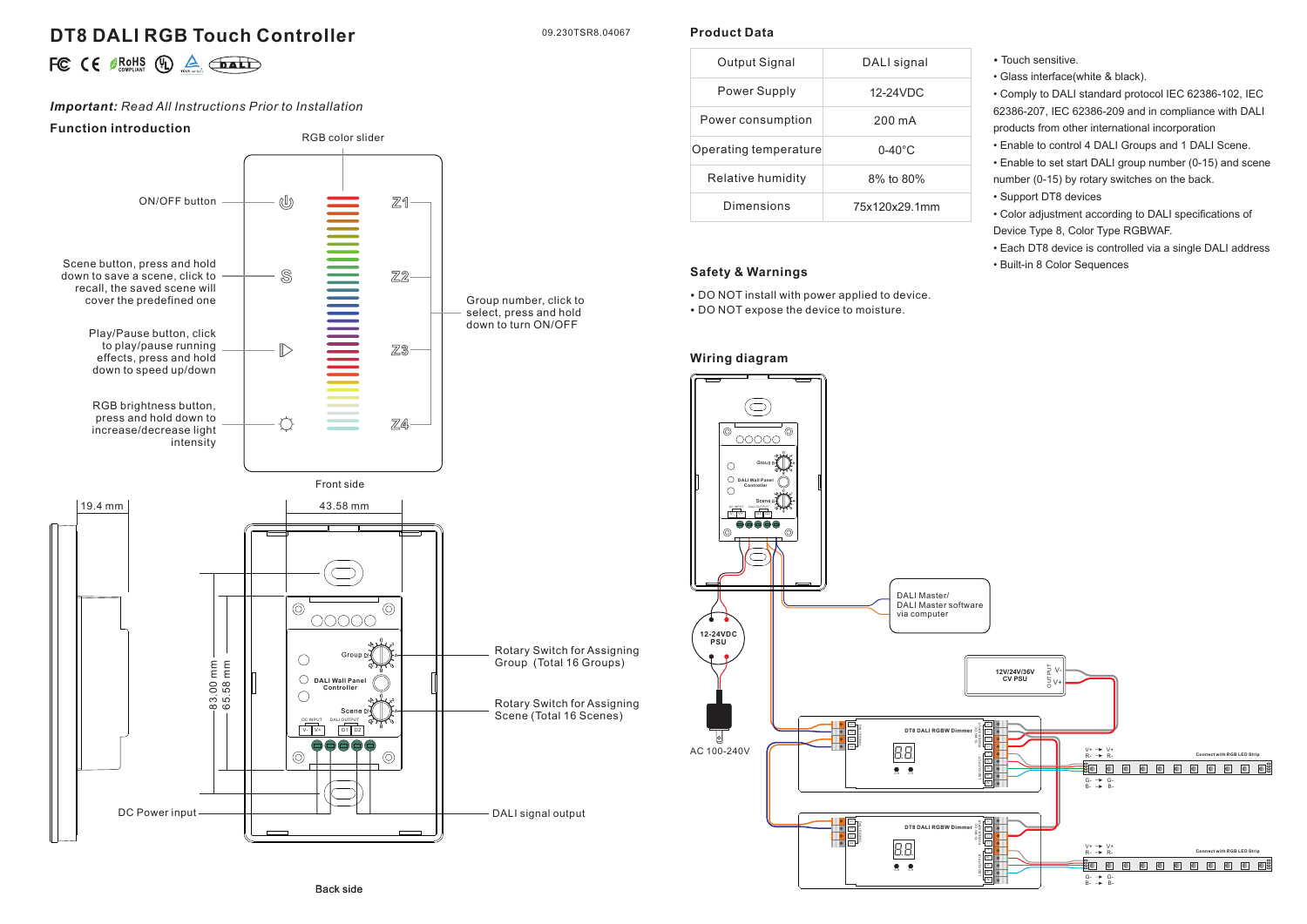# DT8 DALI RGB Touch Controller

09.230TSR8.04067

*Important:* *Read All Instructions Prior to Installation*

## Function introduction

RGB color slider

ON/OFF button

Scene button, press and hold down to save a scene, click to recall, the saved scene will cover the predefined one

Play/Pause button, click to play/pause running effects, press and hold down to speed up/down

RGB brightness button, press and hold down to increase/decrease light intensity

Group number, click to select, press and hold down to turn ON/OFF

Front side

19.4 mm

43.58 mm

83.00 mm

65.58 mm

Rotary Switch for Assigning Group (Total 16 Groups)

Rotary Switch for Assigning Scene (Total 16 Scenes)

DC Power input

DALI signal output

Back side

## Product Data

| Output Signal | DALI signal |
|---|---|
| Power Supply | 12-24VDC |
| Power consumption | 200 mA |
| Operating temperature | 0-40°C |
| Relative humidity | 8% to 80% |
| Dimensions | 75x120x29.1mm |

- Touch sensitive.
- Glass interface(white & black).
- Comply to DALI standard protocol IEC 62386-102, IEC 62386-207, IEC 62386-209 and in compliance with DALI products from other international incorporation
- Enable to control 4 DALI Groups and 1 DALI Scene.
- Enable to set start DALI group number (0-15) and scene number (0-15) by rotary switches on the back.
- Support DT8 devices
- Color adjustment according to DALI specifications of Device Type 8, Color Type RGBWAF.
- Each DT8 device is controlled via a single DALI address
- Built-in 8 Color Sequences

## Safety & Warnings

- DO NOT install with power applied to device.
- DO NOT expose the device to moisture.

## Wiring diagram

12-24VDC PSU

AC 100-240V

DALI Master/ DALI Master software via computer

12V/24V/36V CV PSU

DT8 DALI RGBW Dimmer

Connect with RGB LED Strip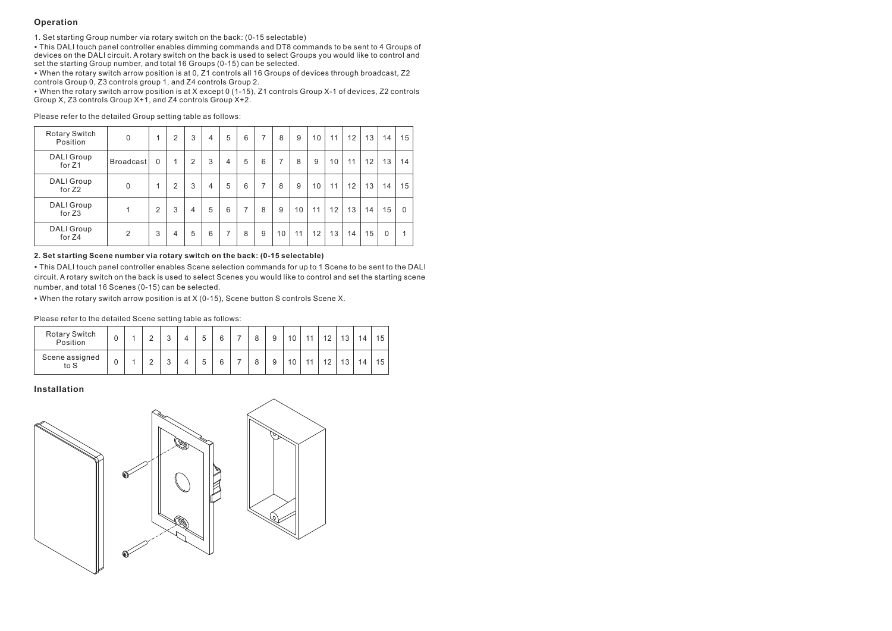## Operation

1. Set starting Group number via rotary switch on the back: (0-15 selectable)

• This DALI touch panel controller enables dimming commands and DT8 commands to be sent to 4 Groups of devices on the DALI circuit. A rotary switch on the back is used to select Groups you would like to control and set the starting Group number, and total 16 Groups (0-15) can be selected.

• When the rotary switch arrow position is at 0, Z1 controls all 16 Groups of devices through broadcast, Z2 controls Group 0, Z3 controls group 1, and Z4 controls Group 2.

• When the rotary switch arrow position is at X except 0 (1-15), Z1 controls Group X-1 of devices, Z2 controls Group X, Z3 controls Group X+1, and Z4 controls Group X+2.

Please refer to the detailed Group setting table as follows:

| Rotary Switch Position | 0 | 1 | 2 | 3 | 4 | 5 | 6 | 7 | 8 | 9 | 10 | 11 | 12 | 13 | 14 | 15 |
|---|---|---|---|---|---|---|---|---|---|---|---|---|---|---|---|---|
| DALI Group for Z1 | Broadcast | 0 | 1 | 2 | 3 | 4 | 5 | 6 | 7 | 8 | 9 | 10 | 11 | 12 | 13 | 14 |
| DALI Group for Z2 | 0 | 1 | 2 | 3 | 4 | 5 | 6 | 7 | 8 | 9 | 10 | 11 | 12 | 13 | 14 | 15 |
| DALI Group for Z3 | 1 | 2 | 3 | 4 | 5 | 6 | 7 | 8 | 9 | 10 | 11 | 12 | 13 | 14 | 15 | 0 |
| DALI Group for Z4 | 2 | 3 | 4 | 5 | 6 | 7 | 8 | 9 | 10 | 11 | 12 | 13 | 14 | 15 | 0 | 1 |

**2. Set starting Scene number via rotary switch on the back: (0-15 selectable)**

• This DALI touch panel controller enables Scene selection commands for up to 1 Scene to be sent to the DALI circuit. A rotary switch on the back is used to select Scenes you would like to control and set the starting scene number, and total 16 Scenes (0-15) can be selected.

• When the rotary switch arrow position is at X (0-15), Scene button S controls Scene X.

Please refer to the detailed Scene setting table as follows:

| Rotary Switch Position | 0 | 1 | 2 | 3 | 4 | 5 | 6 | 7 | 8 | 9 | 10 | 11 | 12 | 13 | 14 | 15 |
|---|---|---|---|---|---|---|---|---|---|---|---|---|---|---|---|---|
| Scene assigned to S | 0 | 1 | 2 | 3 | 4 | 5 | 6 | 7 | 8 | 9 | 10 | 11 | 12 | 13 | 14 | 15 |

## Installation